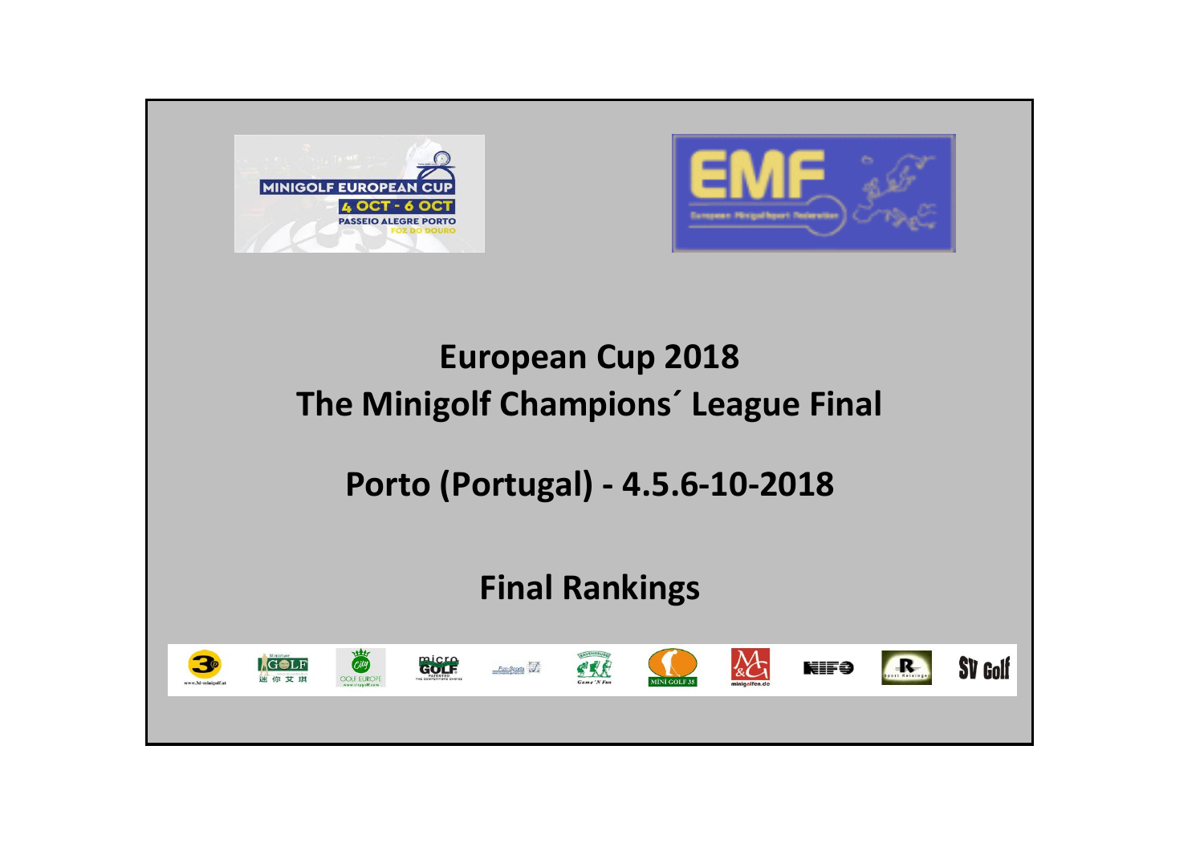# European Cup 2018

# The Minigolf Champions´ League Final

## Porto (Portugal) - 4.5.6-10-2018

## Final Rankings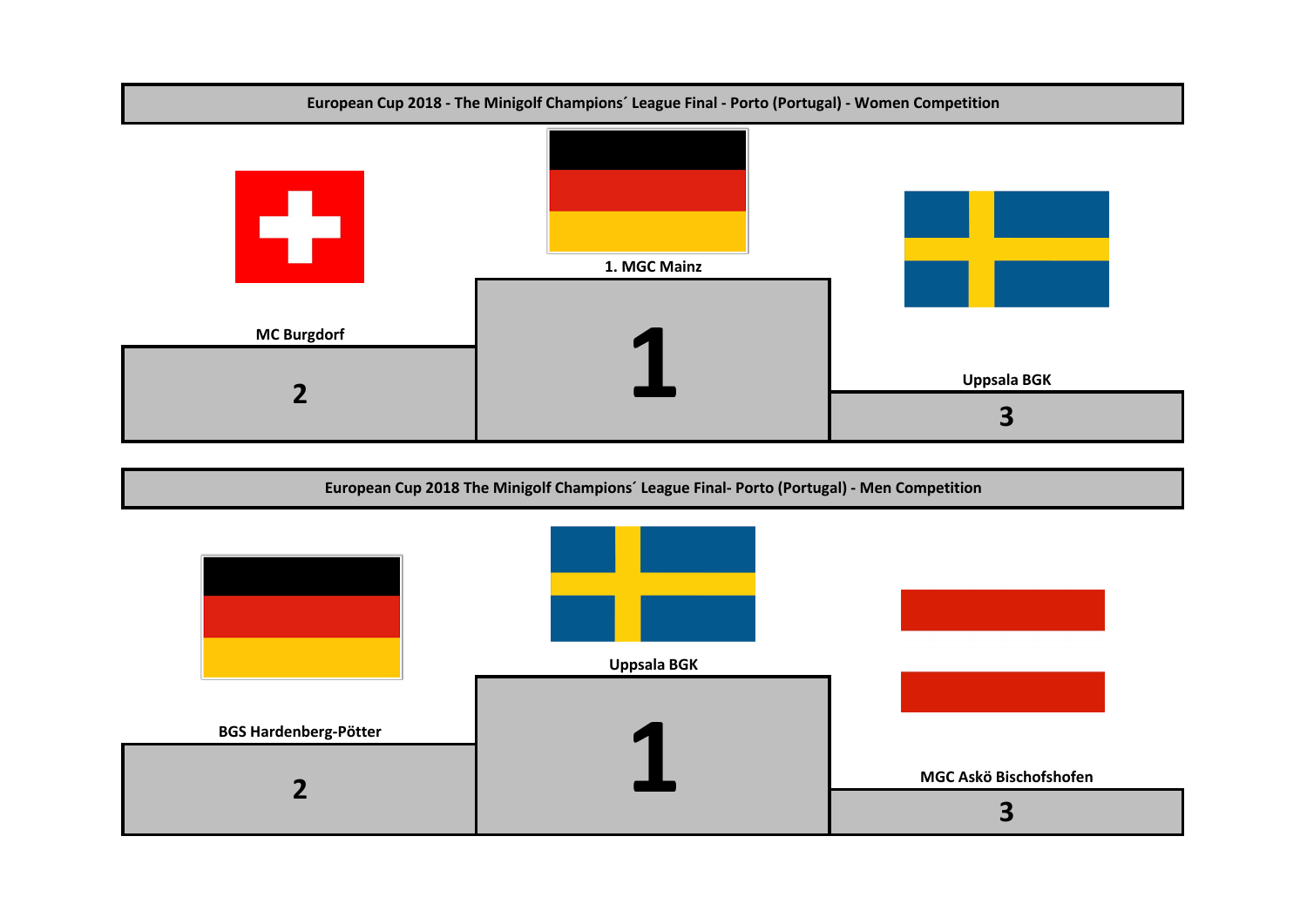## European Cup 2018 - The Minigolf Champions´ League Final - Porto (Portugal) - Women Competition

| Place | Club |
|---|---|
| 1 | 1. MGC Mainz |
| 2 | MC Burgdorf |
| 3 | Uppsala BGK |

## European Cup 2018 The Minigolf Champions´ League Final- Porto (Portugal) - Men Competition

| Place | Club |
|---|---|
| 1 | Uppsala BGK |
| 2 | BGS Hardenberg-Pötter |
| 3 | MGC Askö Bischofshofen |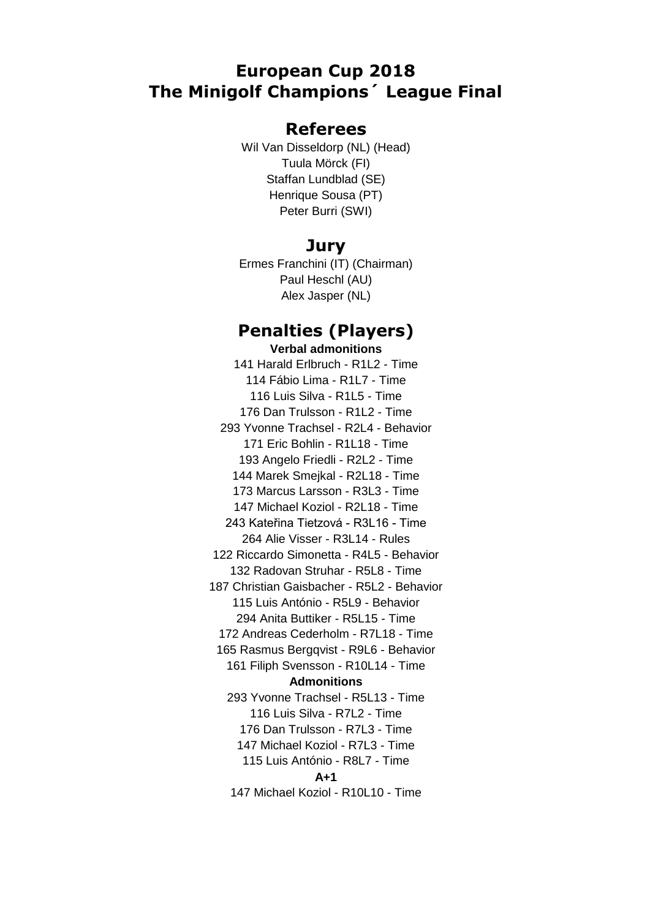# European Cup 2018
# The Minigolf Champions´ League Final

## Referees

Wil Van Disseldorp (NL) (Head)
Tuula Mörck (FI)
Staffan Lundblad (SE)
Henrique Sousa (PT)
Peter Burri (SWI)

## Jury

Ermes Franchini (IT) (Chairman)
Paul Heschl (AU)
Alex Jasper (NL)

## Penalties (Players)

**Verbal admonitions**

141 Harald Erlbruch - R1L2 - Time
114 Fábio Lima - R1L7 - Time
116 Luis Silva - R1L5 - Time
176 Dan Trulsson - R1L2 - Time
293 Yvonne Trachsel - R2L4 - Behavior
171 Eric Bohlin - R1L18 - Time
193 Angelo Friedli - R2L2 - Time
144 Marek Smejkal - R2L18 - Time
173 Marcus Larsson - R3L3 - Time
147 Michael Koziol - R2L18 - Time
243 Kateřina Tietzová - R3L16 - Time
264 Alie Visser - R3L14 - Rules
122 Riccardo Simonetta - R4L5 - Behavior
132 Radovan Struhar - R5L8 - Time
187 Christian Gaisbacher - R5L2 - Behavior
115 Luis António - R5L9 - Behavior
294 Anita Buttiker - R5L15 - Time
172 Andreas Cederholm - R7L18 - Time
165 Rasmus Bergqvist - R9L6 - Behavior
161 Filiph Svensson - R10L14 - Time

**Admonitions**

293 Yvonne Trachsel - R5L13 - Time
116 Luis Silva - R7L2 - Time
176 Dan Trulsson - R7L3 - Time
147 Michael Koziol - R7L3 - Time
115 Luis António - R8L7 - Time

**A+1**

147 Michael Koziol - R10L10 - Time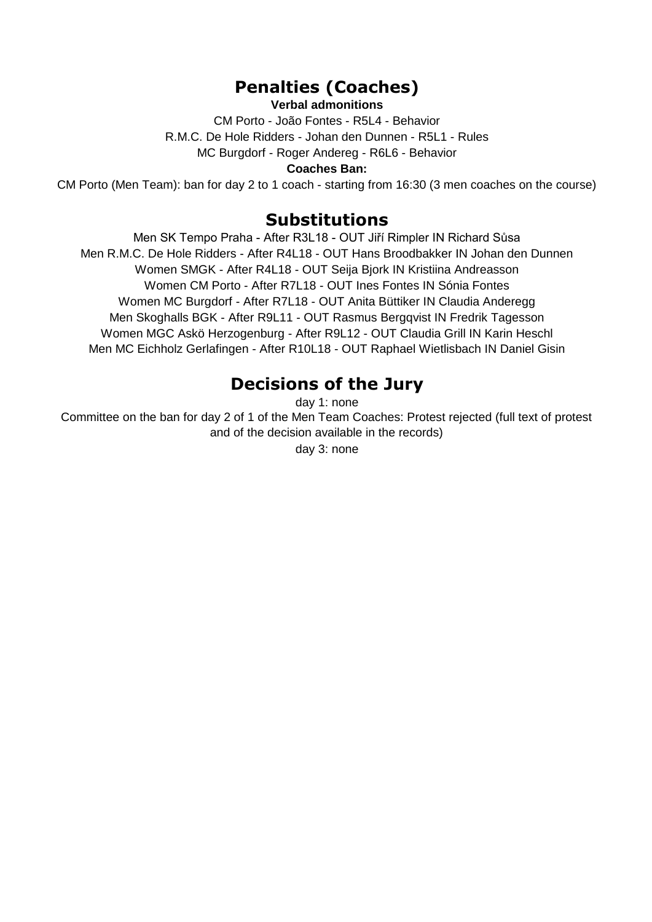## Penalties (Coaches)

**Verbal admonitions**

CM Porto - João Fontes - R5L4 - Behavior

R.M.C. De Hole Ridders - Johan den Dunnen - R5L1 - Rules

MC Burgdorf - Roger Andereg - R6L6 - Behavior

**Coaches Ban:**

CM Porto (Men Team): ban for day 2 to 1 coach - starting from 16:30 (3 men coaches on the course)

## Substitutions

Men SK Tempo Praha - After R3L18 - OUT Jiří Rimpler IN Richard Sůsa

Men R.M.C. De Hole Ridders - After R4L18 - OUT Hans Broodbakker IN Johan den Dunnen

Women SMGK - After R4L18 - OUT Seija Bjork IN Kristiina Andreasson

Women CM Porto - After R7L18 - OUT Ines Fontes IN Sónia Fontes

Women MC Burgdorf - After R7L18 - OUT Anita Büttiker IN Claudia Anderegg

Men Skoghalls BGK - After R9L11 - OUT Rasmus Bergqvist IN Fredrik Tagesson

Women MGC Askö Herzogenburg - After R9L12 - OUT Claudia Grill IN Karin Heschl

Men MC Eichholz Gerlafingen - After R10L18 - OUT Raphael Wietlisbach IN Daniel Gisin

## Decisions of the Jury

day 1: none

Committee on the ban for day 2 of 1 of the Men Team Coaches: Protest rejected (full text of protest and of the decision available in the records)

day 3: none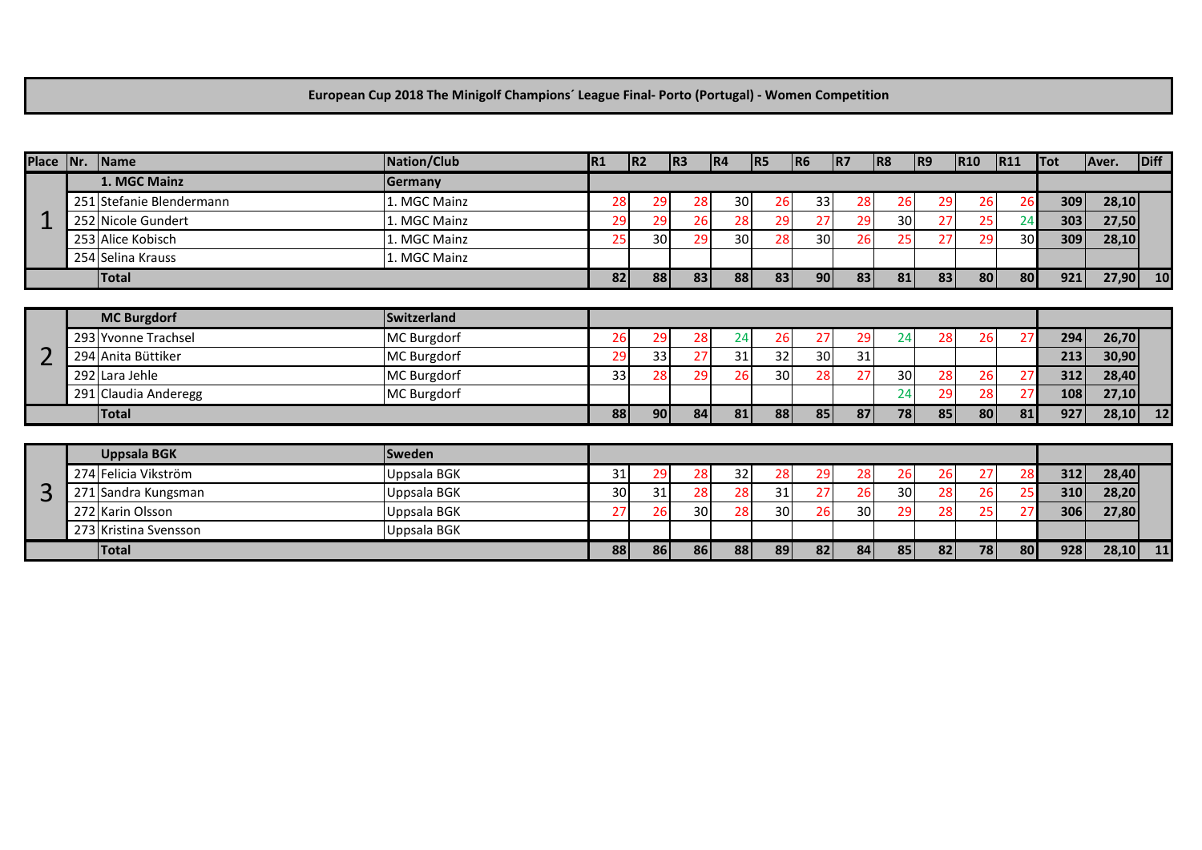# European Cup 2018 The Minigolf Champions´ League Final- Porto (Portugal) - Women Competition

| Place | Nr. | Name | Nation/Club | R1 | R2 | R3 | R4 | R5 | R6 | R7 | R8 | R9 | R10 | R11 | Tot | Aver. | Diff |
|---|---|---|---|---|---|---|---|---|---|---|---|---|---|---|---|---|---|
| 1 | | **1. MGC Mainz** | **Germany** | | | | | | | | | | | | | | |
| | 251 | Stefanie Blendermann | 1. MGC Mainz | 28 | 29 | 28 | 30 | 26 | 33 | 28 | 26 | 29 | 26 | 26 | **309** | **28,10** | |
| | 252 | Nicole Gundert | 1. MGC Mainz | 29 | 29 | 26 | 28 | 29 | 27 | 29 | 30 | 27 | 25 | 24 | **303** | **27,50** | |
| | 253 | Alice Kobisch | 1. MGC Mainz | 25 | 30 | 29 | 30 | 28 | 30 | 26 | 25 | 27 | 29 | 30 | **309** | **28,10** | |
| | 254 | Selina Krauss | 1. MGC Mainz | | | | | | | | | | | | | | |
| | | **Total** | | **82** | **88** | **83** | **88** | **83** | **90** | **83** | **81** | **83** | **80** | **80** | **921** | **27,90** | **10** |
| 2 | | **MC Burgdorf** | **Switzerland** | | | | | | | | | | | | | | |
| | 293 | Yvonne Trachsel | MC Burgdorf | 26 | 29 | 28 | 24 | 26 | 27 | 29 | 24 | 28 | 26 | 27 | **294** | **26,70** | |
| | 294 | Anita Büttiker | MC Burgdorf | 29 | 33 | 27 | 31 | 32 | 30 | 31 | | | | | **213** | **30,90** | |
| | 292 | Lara Jehle | MC Burgdorf | 33 | 28 | 29 | 26 | 30 | 28 | 27 | 30 | 28 | 26 | 27 | **312** | **28,40** | |
| | 291 | Claudia Anderegg | MC Burgdorf | | | | | | | | 24 | 29 | 28 | 27 | **108** | **27,10** | |
| | | **Total** | | **88** | **90** | **84** | **81** | **88** | **85** | **87** | **78** | **85** | **80** | **81** | **927** | **28,10** | **12** |
| 3 | | **Uppsala BGK** | **Sweden** | | | | | | | | | | | | | | |
| | 274 | Felicia Vikström | Uppsala BGK | 31 | 29 | 28 | 32 | 28 | 29 | 28 | 26 | 26 | 27 | 28 | **312** | **28,40** | |
| | 271 | Sandra Kungsman | Uppsala BGK | 30 | 31 | 28 | 28 | 31 | 27 | 26 | 30 | 28 | 26 | 25 | **310** | **28,20** | |
| | 272 | Karin Olsson | Uppsala BGK | 27 | 26 | 30 | 28 | 30 | 26 | 30 | 29 | 28 | 25 | 27 | **306** | **27,80** | |
| | 273 | Kristina Svensson | Uppsala BGK | | | | | | | | | | | | | | |
| | | **Total** | | **88** | **86** | **86** | **88** | **89** | **82** | **84** | **85** | **82** | **78** | **80** | **928** | **28,10** | **11** |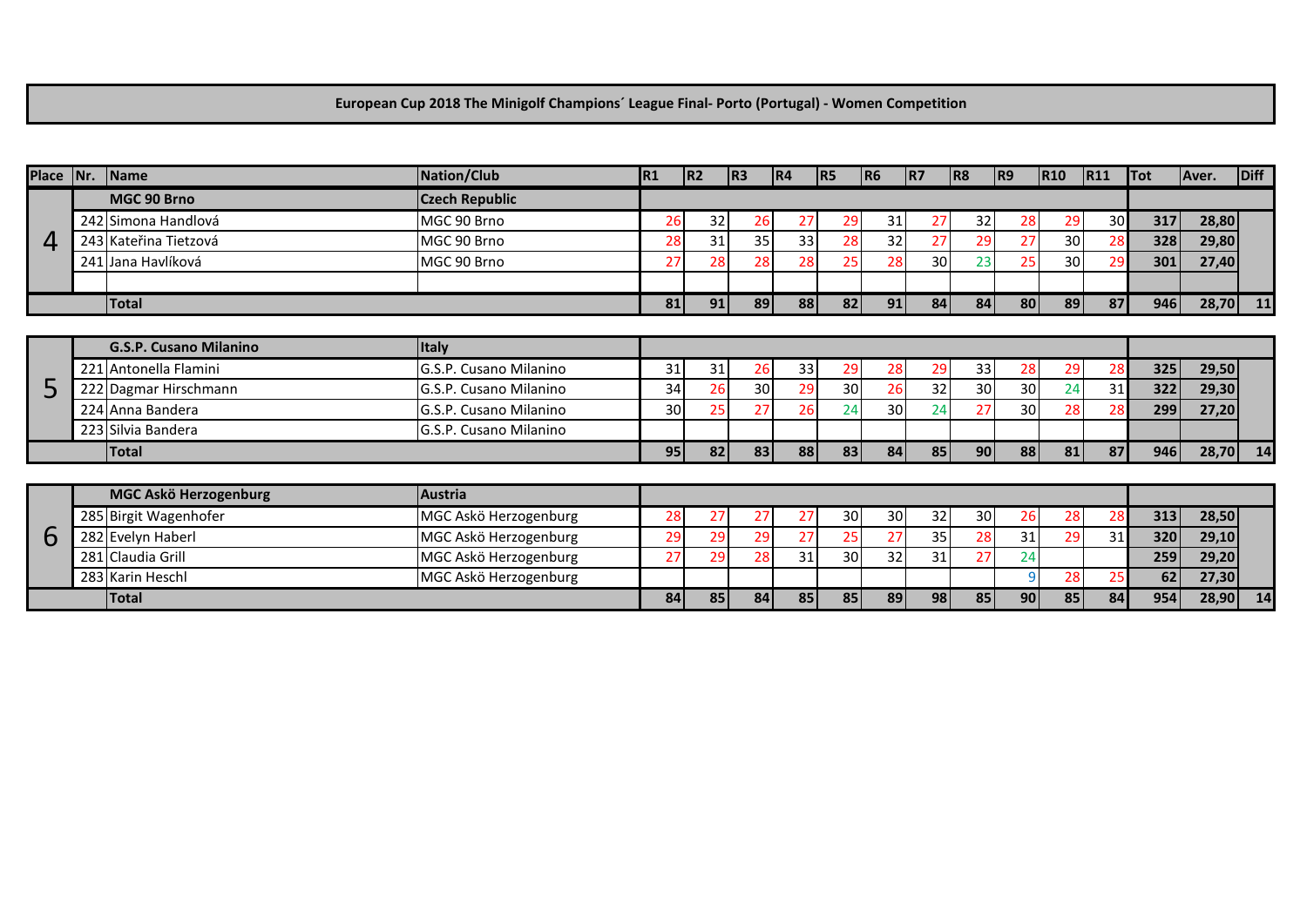**European Cup 2018 The Minigolf Champions´ League Final- Porto (Portugal) - Women Competition**

| Place | Nr. | Name | Nation/Club | R1 | R2 | R3 | R4 | R5 | R6 | R7 | R8 | R9 | R10 | R11 | Tot | Aver. | Diff |
|---|---|---|---|---|---|---|---|---|---|---|---|---|---|---|---|---|---|
| 4 | | **MGC 90 Brno** | **Czech Republic** | | | | | | | | | | | | | | |
| | 242 | Simona Handlová | MGC 90 Brno | 26 | 32 | 26 | 27 | 29 | 31 | 27 | 32 | 28 | 29 | 30 | 317 | 28,80 | |
| | 243 | Kateřina Tietzová | MGC 90 Brno | 28 | 31 | 35 | 33 | 28 | 32 | 27 | 29 | 27 | 30 | 28 | 328 | 29,80 | |
| | 241 | Jana Havlíková | MGC 90 Brno | 27 | 28 | 28 | 28 | 25 | 28 | 30 | 23 | 25 | 30 | 29 | 301 | 27,40 | |
| | | | | | | | | | | | | | | | | | |
| | | **Total** | | 81 | 91 | 89 | 88 | 82 | 91 | 84 | 84 | 80 | 89 | 87 | 946 | 28,70 | 11 |
| 5 | | **G.S.P. Cusano Milanino** | **Italy** | | | | | | | | | | | | | | |
| | 221 | Antonella Flamini | G.S.P. Cusano Milanino | 31 | 31 | 26 | 33 | 29 | 28 | 29 | 33 | 28 | 29 | 28 | 325 | 29,50 | |
| | 222 | Dagmar Hirschmann | G.S.P. Cusano Milanino | 34 | 26 | 30 | 29 | 30 | 26 | 32 | 30 | 30 | 24 | 31 | 322 | 29,30 | |
| | 224 | Anna Bandera | G.S.P. Cusano Milanino | 30 | 25 | 27 | 26 | 24 | 30 | 24 | 27 | 30 | 28 | 28 | 299 | 27,20 | |
| | 223 | Silvia Bandera | G.S.P. Cusano Milanino | | | | | | | | | | | | | | |
| | | **Total** | | 95 | 82 | 83 | 88 | 83 | 84 | 85 | 90 | 88 | 81 | 87 | 946 | 28,70 | 14 |
| 6 | | **MGC Askö Herzogenburg** | **Austria** | | | | | | | | | | | | | | |
| | 285 | Birgit Wagenhofer | MGC Askö Herzogenburg | 28 | 27 | 27 | 27 | 30 | 30 | 32 | 30 | 26 | 28 | 28 | 313 | 28,50 | |
| | 282 | Evelyn Haberl | MGC Askö Herzogenburg | 29 | 29 | 29 | 27 | 25 | 27 | 35 | 28 | 31 | 29 | 31 | 320 | 29,10 | |
| | 281 | Claudia Grill | MGC Askö Herzogenburg | 27 | 29 | 28 | 31 | 30 | 32 | 31 | 27 | 24 | | | 259 | 29,20 | |
| | 283 | Karin Heschl | MGC Askö Herzogenburg | | | | | | | | | 9 | 28 | 25 | 62 | 27,30 | |
| | | **Total** | | 84 | 85 | 84 | 85 | 85 | 89 | 98 | 85 | 90 | 85 | 84 | 954 | 28,90 | 14 |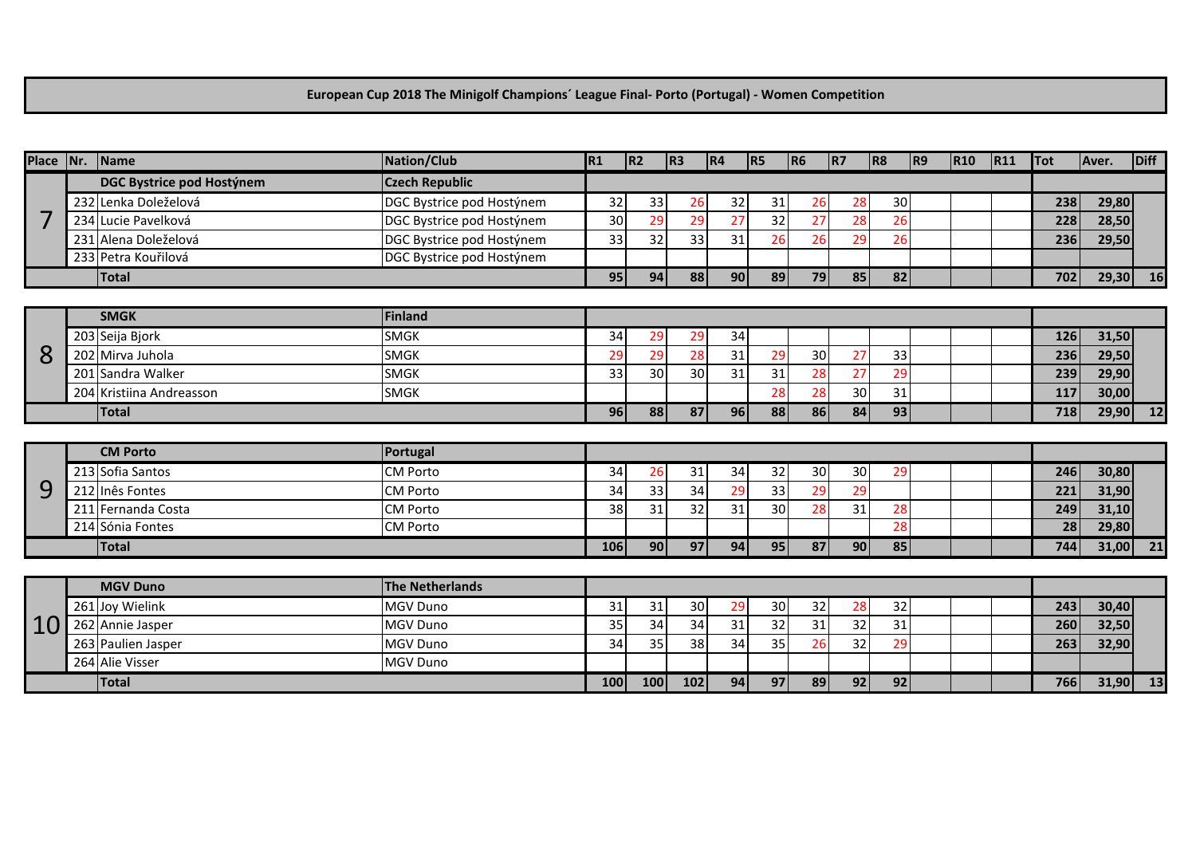# European Cup 2018 The Minigolf Champions´ League Final- Porto (Portugal) - Women Competition

| Place | Nr. | Name | Nation/Club | R1 | R2 | R3 | R4 | R5 | R6 | R7 | R8 | R9 | R10 | R11 | Tot | Aver. | Diff |
|---|---|---|---|---|---|---|---|---|---|---|---|---|---|---|---|---|---|
| 7 | | **DGC Bystrice pod Hostýnem** | **Czech Republic** | | | | | | | | | | | | | | |
| | 232 | Lenka Doleželová | DGC Bystrice pod Hostýnem | 32 | 33 | 26 | 32 | 31 | 26 | 28 | 30 | | | | 238 | 29,80 | |
| | 234 | Lucie Pavelková | DGC Bystrice pod Hostýnem | 30 | 29 | 29 | 27 | 32 | 27 | 28 | 26 | | | | 228 | 28,50 | |
| | 231 | Alena Doleželová | DGC Bystrice pod Hostýnem | 33 | 32 | 33 | 31 | 26 | 26 | 29 | 26 | | | | 236 | 29,50 | |
| | 233 | Petra Kouřilová | DGC Bystrice pod Hostýnem | | | | | | | | | | | | | | |
| | | **Total** | | 95 | 94 | 88 | 90 | 89 | 79 | 85 | 82 | | | | 702 | 29,30 | 16 |
| 8 | | **SMGK** | **Finland** | | | | | | | | | | | | | | |
| | 203 | Seija Bjork | SMGK | 34 | 29 | 29 | 34 | | | | | | | | 126 | 31,50 | |
| | 202 | Mirva Juhola | SMGK | 29 | 29 | 28 | 31 | 29 | 30 | 27 | 33 | | | | 236 | 29,50 | |
| | 201 | Sandra Walker | SMGK | 33 | 30 | 30 | 31 | 31 | 28 | 27 | 29 | | | | 239 | 29,90 | |
| | 204 | Kristiina Andreasson | SMGK | | | | | 28 | 28 | 30 | 31 | | | | 117 | 30,00 | |
| | | **Total** | | 96 | 88 | 87 | 96 | 88 | 86 | 84 | 93 | | | | 718 | 29,90 | 12 |
| 9 | | **CM Porto** | **Portugal** | | | | | | | | | | | | | | |
| | 213 | Sofia Santos | CM Porto | 34 | 26 | 31 | 34 | 32 | 30 | 30 | 29 | | | | 246 | 30,80 | |
| | 212 | Inês Fontes | CM Porto | 34 | 33 | 34 | 29 | 33 | 29 | 29 | | | | | 221 | 31,90 | |
| | 211 | Fernanda Costa | CM Porto | 38 | 31 | 32 | 31 | 30 | 28 | 31 | 28 | | | | 249 | 31,10 | |
| | 214 | Sónia Fontes | CM Porto | | | | | | | | 28 | | | | 28 | 29,80 | |
| | | **Total** | | 106 | 90 | 97 | 94 | 95 | 87 | 90 | 85 | | | | 744 | 31,00 | 21 |
| 10 | | **MGV Duno** | **The Netherlands** | | | | | | | | | | | | | | |
| | 261 | Joy Wielink | MGV Duno | 31 | 31 | 30 | 29 | 30 | 32 | 28 | 32 | | | | 243 | 30,40 | |
| | 262 | Annie Jasper | MGV Duno | 35 | 34 | 34 | 31 | 32 | 31 | 32 | 31 | | | | 260 | 32,50 | |
| | 263 | Paulien Jasper | MGV Duno | 34 | 35 | 38 | 34 | 35 | 26 | 32 | 29 | | | | 263 | 32,90 | |
| | 264 | Alie Visser | MGV Duno | | | | | | | | | | | | | | |
| | | **Total** | | 100 | 100 | 102 | 94 | 97 | 89 | 92 | 92 | | | | 766 | 31,90 | 13 |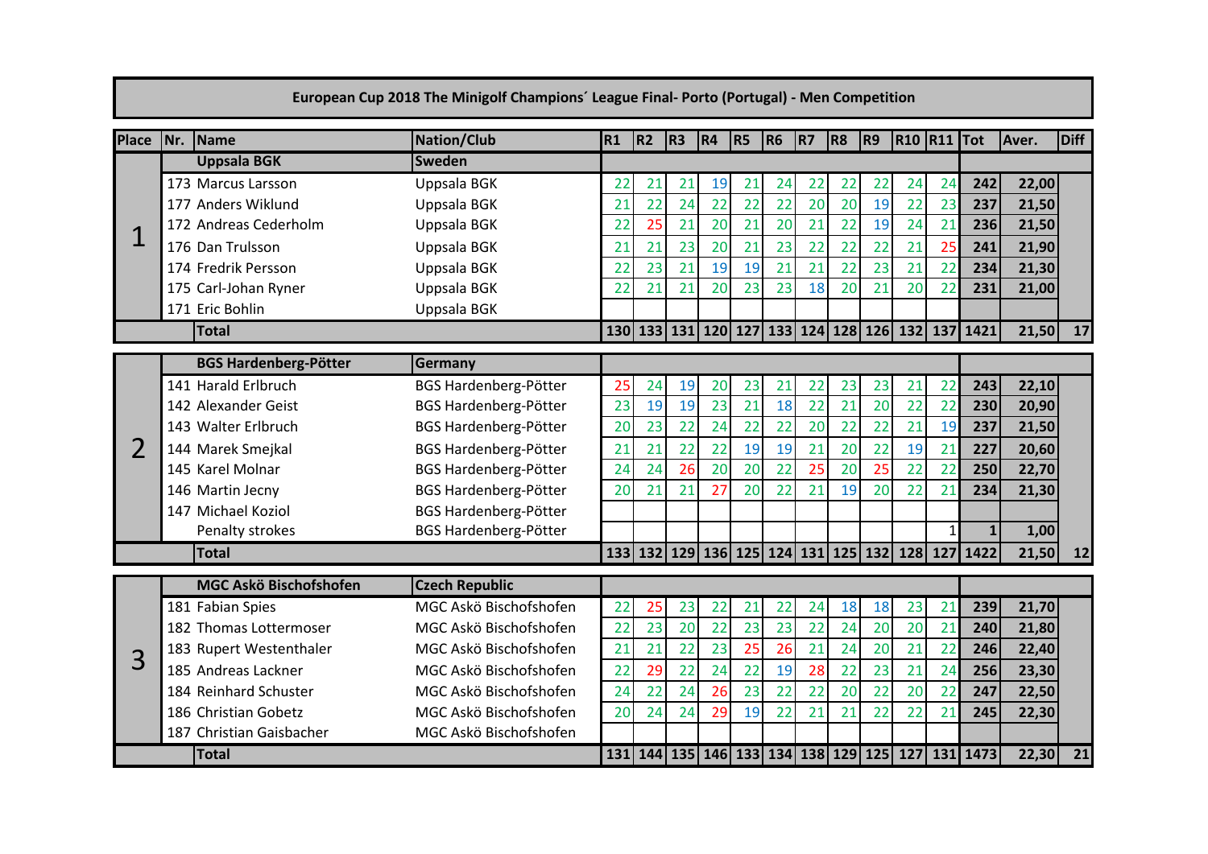## European Cup 2018 The Minigolf Champions´ League Final- Porto (Portugal) - Men Competition

| Place | Nr. | Name | Nation/Club | R1 | R2 | R3 | R4 | R5 | R6 | R7 | R8 | R9 | R10 | R11 | Tot | Aver. | Diff |
|---|---|---|---|---|---|---|---|---|---|---|---|---|---|---|---|---|---|
| 1 | | **Uppsala BGK** | **Sweden** | | | | | | | | | | | | | | |
| | 173 | Marcus Larsson | Uppsala BGK | 22 | 21 | 21 | 19 | 21 | 24 | 22 | 22 | 22 | 24 | 24 | **242** | **22,00** | |
| | 177 | Anders Wiklund | Uppsala BGK | 21 | 22 | 24 | 22 | 22 | 22 | 20 | 20 | 19 | 22 | 23 | **237** | **21,50** | |
| | 172 | Andreas Cederholm | Uppsala BGK | 22 | 25 | 21 | 20 | 21 | 20 | 21 | 22 | 19 | 24 | 21 | **236** | **21,50** | |
| | 176 | Dan Trulsson | Uppsala BGK | 21 | 21 | 23 | 20 | 21 | 23 | 22 | 22 | 22 | 21 | 25 | **241** | **21,90** | |
| | 174 | Fredrik Persson | Uppsala BGK | 22 | 23 | 21 | 19 | 19 | 21 | 21 | 22 | 23 | 21 | 22 | **234** | **21,30** | |
| | 175 | Carl-Johan Ryner | Uppsala BGK | 22 | 21 | 21 | 20 | 23 | 23 | 18 | 20 | 21 | 20 | 22 | **231** | **21,00** | |
| | 171 | Eric Bohlin | Uppsala BGK | | | | | | | | | | | | | | |
| | | **Total** | | **130** | **133** | **131** | **120** | **127** | **133** | **124** | **128** | **126** | **132** | **137** | **1421** | **21,50** | **17** |
| 2 | | **BGS Hardenberg-Pötter** | **Germany** | | | | | | | | | | | | | | |
| | 141 | Harald Erlbruch | BGS Hardenberg-Pötter | 25 | 24 | 19 | 20 | 23 | 21 | 22 | 23 | 23 | 21 | 22 | **243** | **22,10** | |
| | 142 | Alexander Geist | BGS Hardenberg-Pötter | 23 | 19 | 19 | 23 | 21 | 18 | 22 | 21 | 20 | 22 | 22 | **230** | **20,90** | |
| | 143 | Walter Erlbruch | BGS Hardenberg-Pötter | 20 | 23 | 22 | 24 | 22 | 22 | 20 | 22 | 22 | 21 | 19 | **237** | **21,50** | |
| | 144 | Marek Smejkal | BGS Hardenberg-Pötter | 21 | 21 | 22 | 22 | 19 | 19 | 21 | 20 | 22 | 19 | 21 | **227** | **20,60** | |
| | 145 | Karel Molnar | BGS Hardenberg-Pötter | 24 | 24 | 26 | 20 | 20 | 22 | 25 | 20 | 25 | 22 | 22 | **250** | **22,70** | |
| | 146 | Martin Jecny | BGS Hardenberg-Pötter | 20 | 21 | 21 | 27 | 20 | 22 | 21 | 19 | 20 | 22 | 21 | **234** | **21,30** | |
| | 147 | Michael Koziol | BGS Hardenberg-Pötter | | | | | | | | | | | | | | |
| | | Penalty strokes | BGS Hardenberg-Pötter | | | | | | | | | | | 1 | **1** | **1,00** | |
| | | **Total** | | **133** | **132** | **129** | **136** | **125** | **124** | **131** | **125** | **132** | **128** | **127** | **1422** | **21,50** | **12** |
| 3 | | **MGC Askö Bischofshofen** | **Czech Republic** | | | | | | | | | | | | | | |
| | 181 | Fabian Spies | MGC Askö Bischofshofen | 22 | 25 | 23 | 22 | 21 | 22 | 24 | 18 | 18 | 23 | 21 | **239** | **21,70** | |
| | 182 | Thomas Lottermoser | MGC Askö Bischofshofen | 22 | 23 | 20 | 22 | 23 | 23 | 22 | 24 | 20 | 20 | 21 | **240** | **21,80** | |
| | 183 | Rupert Westenthaler | MGC Askö Bischofshofen | 21 | 21 | 22 | 23 | 25 | 26 | 21 | 24 | 20 | 21 | 22 | **246** | **22,40** | |
| | 185 | Andreas Lackner | MGC Askö Bischofshofen | 22 | 29 | 22 | 24 | 22 | 19 | 28 | 22 | 23 | 21 | 24 | **256** | **23,30** | |
| | 184 | Reinhard Schuster | MGC Askö Bischofshofen | 24 | 22 | 24 | 26 | 23 | 22 | 22 | 20 | 22 | 20 | 22 | **247** | **22,50** | |
| | 186 | Christian Gobetz | MGC Askö Bischofshofen | 20 | 24 | 24 | 29 | 19 | 22 | 21 | 21 | 22 | 22 | 21 | **245** | **22,30** | |
| | 187 | Christian Gaisbacher | MGC Askö Bischofshofen | | | | | | | | | | | | | | |
| | | **Total** | | **131** | **144** | **135** | **146** | **133** | **134** | **138** | **129** | **125** | **127** | **131** | **1473** | **22,30** | **21** |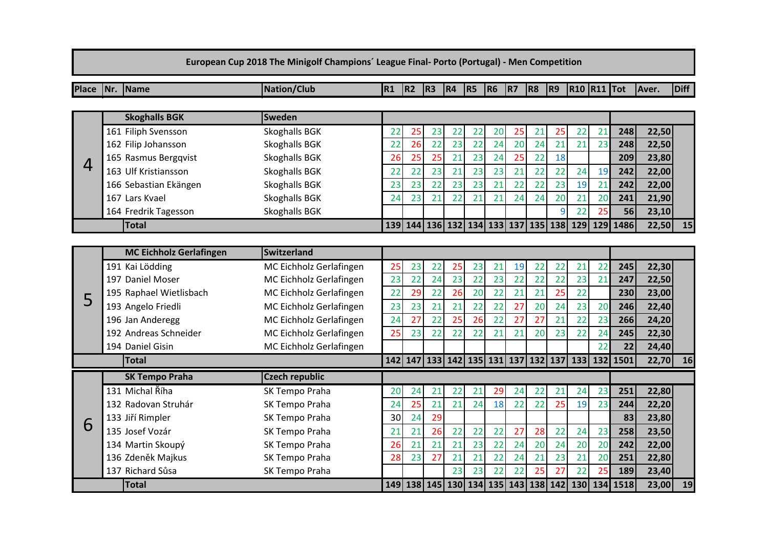# European Cup 2018 The Minigolf Champions´ League Final- Porto (Portugal) - Men Competition

| Place | Nr. | Name | Nation/Club | R1 | R2 | R3 | R4 | R5 | R6 | R7 | R8 | R9 | R10 | R11 | Tot | Aver. | Diff |
|---|---|---|---|---|---|---|---|---|---|---|---|---|---|---|---|---|---|
| 4 | | **Skoghalls BGK** | **Sweden** | | | | | | | | | | | | | | |
| | 161 | Filiph Svensson | Skoghalls BGK | 22 | 25 | 23 | 22 | 22 | 20 | 25 | 21 | 25 | 22 | 21 | **248** | **22,50** | |
| | 162 | Filip Johansson | Skoghalls BGK | 22 | 26 | 22 | 23 | 22 | 24 | 20 | 24 | 21 | 21 | 23 | **248** | **22,50** | |
| | 165 | Rasmus Bergqvist | Skoghalls BGK | 26 | 25 | 25 | 21 | 23 | 24 | 25 | 22 | 18 | | | **209** | **23,80** | |
| | 163 | Ulf Kristiansson | Skoghalls BGK | 22 | 22 | 23 | 21 | 23 | 23 | 21 | 22 | 22 | 24 | 19 | **242** | **22,00** | |
| | 166 | Sebastian Ekängen | Skoghalls BGK | 23 | 23 | 22 | 23 | 23 | 21 | 22 | 22 | 23 | 19 | 21 | **242** | **22,00** | |
| | 167 | Lars Kvael | Skoghalls BGK | 24 | 23 | 21 | 22 | 21 | 21 | 24 | 24 | 20 | 21 | 20 | **241** | **21,90** | |
| | 164 | Fredrik Tagesson | Skoghalls BGK | | | | | | | | | 9 | 22 | 25 | **56** | **23,10** | |
| | | **Total** | | **139** | **144** | **136** | **132** | **134** | **133** | **137** | **135** | **138** | **129** | **129** | **1486** | **22,50** | **15** |
| 5 | | **MC Eichholz Gerlafingen** | **Switzerland** | | | | | | | | | | | | | | |
| | 191 | Kai Lödding | MC Eichholz Gerlafingen | 25 | 23 | 22 | 25 | 23 | 21 | 19 | 22 | 22 | 21 | 22 | **245** | **22,30** | |
| | 197 | Daniel Moser | MC Eichholz Gerlafingen | 23 | 22 | 24 | 23 | 22 | 23 | 22 | 22 | 22 | 23 | 21 | **247** | **22,50** | |
| | 195 | Raphael Wietlisbach | MC Eichholz Gerlafingen | 22 | 29 | 22 | 26 | 20 | 22 | 21 | 21 | 25 | 22 | | **230** | **23,00** | |
| | 193 | Angelo Friedli | MC Eichholz Gerlafingen | 23 | 23 | 21 | 21 | 22 | 22 | 27 | 20 | 24 | 23 | 20 | **246** | **22,40** | |
| | 196 | Jan Anderegg | MC Eichholz Gerlafingen | 24 | 27 | 22 | 25 | 26 | 22 | 27 | 27 | 21 | 22 | 23 | **266** | **24,20** | |
| | 192 | Andreas Schneider | MC Eichholz Gerlafingen | 25 | 23 | 22 | 22 | 22 | 21 | 21 | 20 | 23 | 22 | 24 | **245** | **22,30** | |
| | 194 | Daniel Gisin | MC Eichholz Gerlafingen | | | | | | | | | | | 22 | **22** | **24,40** | |
| | | **Total** | | **142** | **147** | **133** | **142** | **135** | **131** | **137** | **132** | **137** | **133** | **132** | **1501** | **22,70** | **16** |
| 6 | | **SK Tempo Praha** | **Czech republic** | | | | | | | | | | | | | | |
| | 131 | Michal Říha | SK Tempo Praha | 20 | 24 | 21 | 22 | 21 | 29 | 24 | 22 | 21 | 24 | 23 | **251** | **22,80** | |
| | 132 | Radovan Struhár | SK Tempo Praha | 24 | 25 | 21 | 21 | 24 | 18 | 22 | 22 | 25 | 19 | 23 | **244** | **22,20** | |
| | 133 | Jiří Rimpler | SK Tempo Praha | 30 | 24 | 29 | | | | | | | | | **83** | **23,80** | |
| | 135 | Josef Vozár | SK Tempo Praha | 21 | 21 | 26 | 22 | 22 | 22 | 27 | 28 | 22 | 24 | 23 | **258** | **23,50** | |
| | 134 | Martin Skoupý | SK Tempo Praha | 26 | 21 | 21 | 21 | 23 | 22 | 24 | 20 | 24 | 20 | 20 | **242** | **22,00** | |
| | 136 | Zdeněk Majkus | SK Tempo Praha | 28 | 23 | 27 | 21 | 21 | 22 | 24 | 21 | 23 | 21 | 20 | **251** | **22,80** | |
| | 137 | Richard Sůsa | SK Tempo Praha | | | | 23 | 23 | 22 | 22 | 25 | 27 | 22 | 25 | **189** | **23,40** | |
| | | **Total** | | **149** | **138** | **145** | **130** | **134** | **135** | **143** | **138** | **142** | **130** | **134** | **1518** | **23,00** | **19** |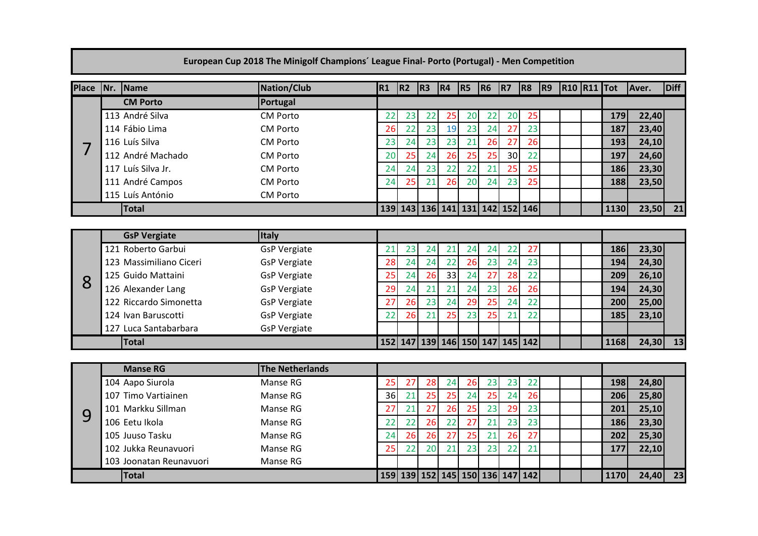# European Cup 2018 The Minigolf Champions´ League Final- Porto (Portugal) - Men Competition

| Place | Nr. | Name | Nation/Club | R1 | R2 | R3 | R4 | R5 | R6 | R7 | R8 | R9 | R10 | R11 | Tot | Aver. | Diff |
|---|---|---|---|---|---|---|---|---|---|---|---|---|---|---|---|---|---|
| 7 | | **CM Porto** | **Portugal** | | | | | | | | | | | | | | |
| | 113 | André Silva | CM Porto | 22 | 23 | 22 | 25 | 20 | 22 | 20 | 25 | | | | **179** | **22,40** | |
| | 114 | Fábio Lima | CM Porto | 26 | 22 | 23 | 19 | 23 | 24 | 27 | 23 | | | | **187** | **23,40** | |
| | 116 | Luís Silva | CM Porto | 23 | 24 | 23 | 23 | 21 | 26 | 27 | 26 | | | | **193** | **24,10** | |
| | 112 | André Machado | CM Porto | 20 | 25 | 24 | 26 | 25 | 25 | 30 | 22 | | | | **197** | **24,60** | |
| | 117 | Luís Silva Jr. | CM Porto | 24 | 24 | 23 | 22 | 22 | 21 | 25 | 25 | | | | **186** | **23,30** | |
| | 111 | André Campos | CM Porto | 24 | 25 | 21 | 26 | 20 | 24 | 23 | 25 | | | | **188** | **23,50** | |
| | 115 | Luís António | CM Porto | | | | | | | | | | | | | | |
| | | **Total** | | **139** | **143** | **136** | **141** | **131** | **142** | **152** | **146** | | | | **1130** | **23,50** | **21** |

| Place | Nr. | Name | Nation/Club | R1 | R2 | R3 | R4 | R5 | R6 | R7 | R8 | R9 | R10 | R11 | Tot | Aver. | Diff |
|---|---|---|---|---|---|---|---|---|---|---|---|---|---|---|---|---|---|
| 8 | | **GsP Vergiate** | **Italy** | | | | | | | | | | | | | | |
| | 121 | Roberto Garbui | GsP Vergiate | 21 | 23 | 24 | 21 | 24 | 24 | 22 | 27 | | | | **186** | **23,30** | |
| | 123 | Massimiliano Ciceri | GsP Vergiate | 28 | 24 | 24 | 22 | 26 | 23 | 24 | 23 | | | | **194** | **24,30** | |
| | 125 | Guido Mattaini | GsP Vergiate | 25 | 24 | 26 | 33 | 24 | 27 | 28 | 22 | | | | **209** | **26,10** | |
| | 126 | Alexander Lang | GsP Vergiate | 29 | 24 | 21 | 21 | 24 | 23 | 26 | 26 | | | | **194** | **24,30** | |
| | 122 | Riccardo Simonetta | GsP Vergiate | 27 | 26 | 23 | 24 | 29 | 25 | 24 | 22 | | | | **200** | **25,00** | |
| | 124 | Ivan Baruscotti | GsP Vergiate | 22 | 26 | 21 | 25 | 23 | 25 | 21 | 22 | | | | **185** | **23,10** | |
| | 127 | Luca Santabarbara | GsP Vergiate | | | | | | | | | | | | | | |
| | | **Total** | | **152** | **147** | **139** | **146** | **150** | **147** | **145** | **142** | | | | **1168** | **24,30** | **13** |

| Place | Nr. | Name | Nation/Club | R1 | R2 | R3 | R4 | R5 | R6 | R7 | R8 | R9 | R10 | R11 | Tot | Aver. | Diff |
|---|---|---|---|---|---|---|---|---|---|---|---|---|---|---|---|---|---|
| 9 | | **Manse RG** | **The Netherlands** | | | | | | | | | | | | | | |
| | 104 | Aapo Siurola | Manse RG | 25 | 27 | 28 | 24 | 26 | 23 | 23 | 22 | | | | **198** | **24,80** | |
| | 107 | Timo Vartiainen | Manse RG | 36 | 21 | 25 | 25 | 24 | 25 | 24 | 26 | | | | **206** | **25,80** | |
| | 101 | Markku Sillman | Manse RG | 27 | 21 | 27 | 26 | 25 | 23 | 29 | 23 | | | | **201** | **25,10** | |
| | 106 | Eetu Ikola | Manse RG | 22 | 22 | 26 | 22 | 27 | 21 | 23 | 23 | | | | **186** | **23,30** | |
| | 105 | Juuso Tasku | Manse RG | 24 | 26 | 26 | 27 | 25 | 21 | 26 | 27 | | | | **202** | **25,30** | |
| | 102 | Jukka Reunavuori | Manse RG | 25 | 22 | 20 | 21 | 23 | 23 | 22 | 21 | | | | **177** | **22,10** | |
| | 103 | Joonatan Reunavuori | Manse RG | | | | | | | | | | | | | | |
| | | **Total** | | **159** | **139** | **152** | **145** | **150** | **136** | **147** | **142** | | | | **1170** | **24,40** | **23** |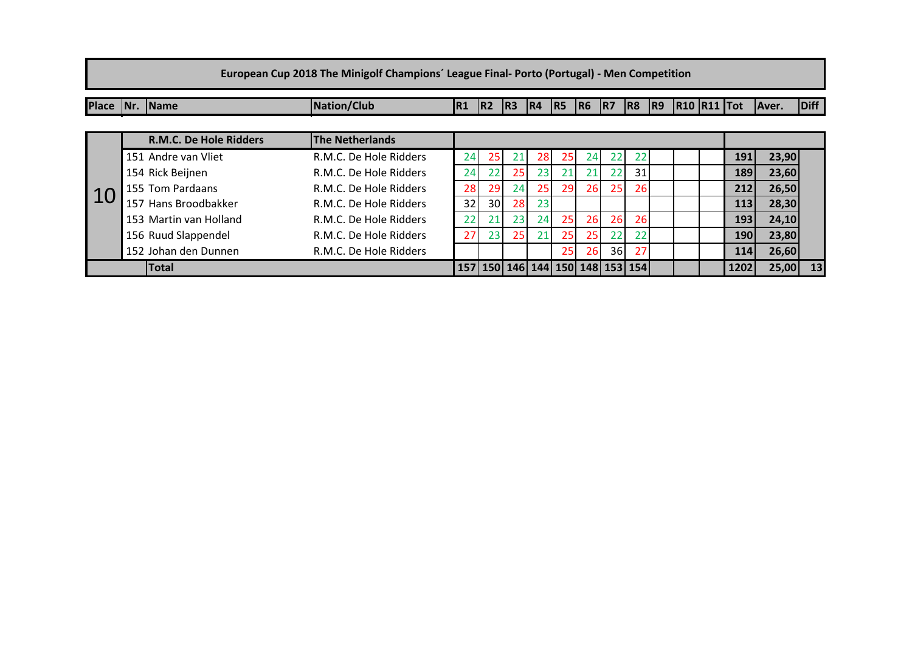## European Cup 2018 The Minigolf Champions´ League Final- Porto (Portugal) - Men Competition

| Place | Nr. | Name | Nation/Club | R1 | R2 | R3 | R4 | R5 | R6 | R7 | R8 | R9 | R10 | R11 | Tot | Aver. | Diff |
|---|---|---|---|---|---|---|---|---|---|---|---|---|---|---|---|---|---|
| 10 | | **R.M.C. De Hole Ridders** | **The Netherlands** | | | | | | | | | | | | | | |
| | 151 | Andre van Vliet | R.M.C. De Hole Ridders | 24 | 25 | 21 | 28 | 25 | 24 | 22 | 22 | | | | **191** | **23,90** | |
| | 154 | Rick Beijnen | R.M.C. De Hole Ridders | 24 | 22 | 25 | 23 | 21 | 21 | 22 | 31 | | | | **189** | **23,60** | |
| | 155 | Tom Pardaans | R.M.C. De Hole Ridders | 28 | 29 | 24 | 25 | 29 | 26 | 25 | 26 | | | | **212** | **26,50** | |
| | 157 | Hans Broodbakker | R.M.C. De Hole Ridders | 32 | 30 | 28 | 23 | | | | | | | | **113** | **28,30** | |
| | 153 | Martin van Holland | R.M.C. De Hole Ridders | 22 | 21 | 23 | 24 | 25 | 26 | 26 | 26 | | | | **193** | **24,10** | |
| | 156 | Ruud Slappendel | R.M.C. De Hole Ridders | 27 | 23 | 25 | 21 | 25 | 25 | 22 | 22 | | | | **190** | **23,80** | |
| | 152 | Johan den Dunnen | R.M.C. De Hole Ridders | | | | | 25 | 26 | 36 | 27 | | | | **114** | **26,60** | |
| | | **Total** | | **157** | **150** | **146** | **144** | **150** | **148** | **153** | **154** | | | | **1202** | **25,00** | **13** |